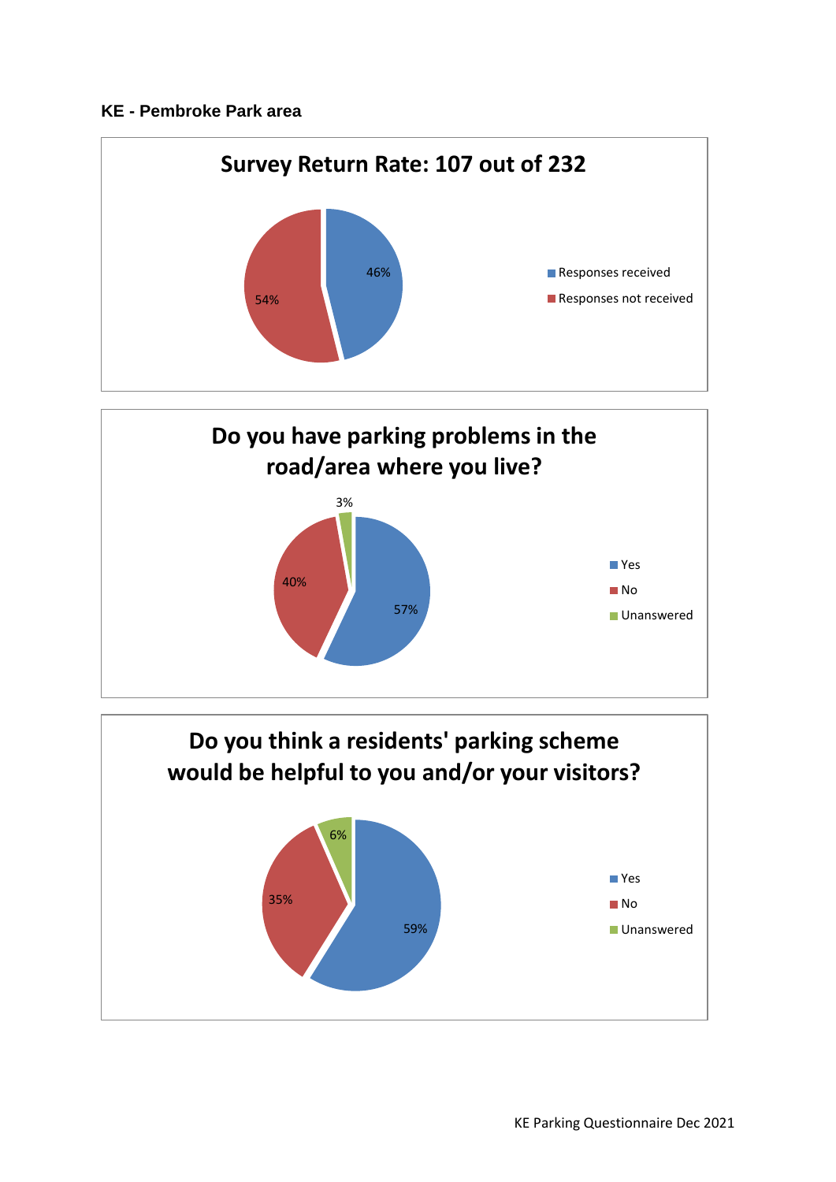**KE - Pembroke Park area**

## Survey Return Rate: 107 out of 232

| | |
|---|---|
| Responses received | 46% |
| Responses not received | 54% |

## Do you have parking problems in the road/area where you live?

| | |
|---|---|
| Yes | 57% |
| No | 40% |
| Unanswered | 3% |

## Do you think a residents' parking scheme would be helpful to you and/or your visitors?

| | |
|---|---|
| Yes | 59% |
| No | 35% |
| Unanswered | 6% |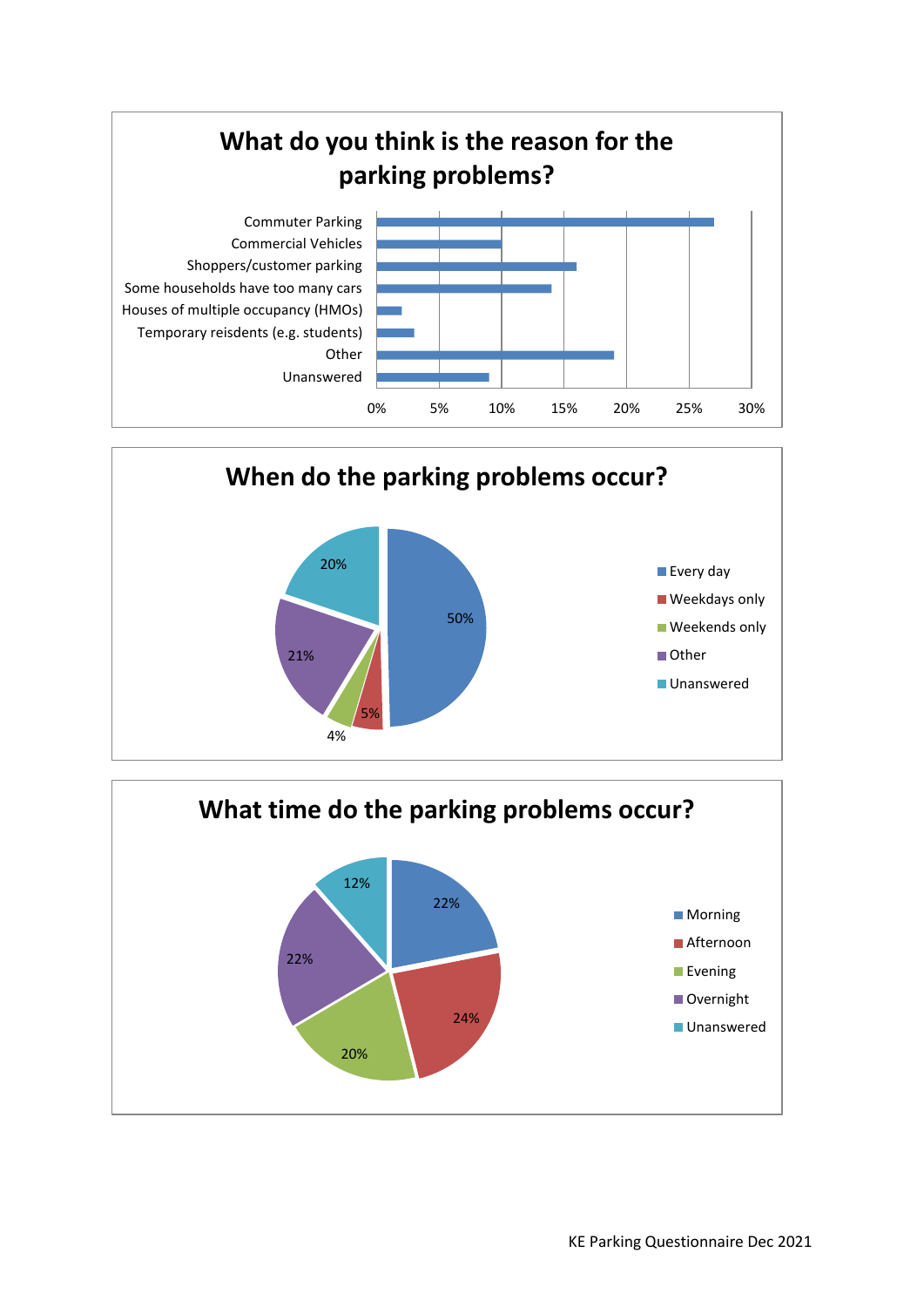## What do you think is the reason for the parking problems?

| Reason | Approx. % |
| --- | --- |
| Commuter Parking | 27% |
| Commercial Vehicles | 10% |
| Shoppers/customer parking | 16% |
| Some households have too many cars | 14% |
| Houses of multiple occupancy (HMOs) | 2% |
| Temporary reisdents (e.g. students) | 3% |
| Other | 19% |
| Unanswered | 9% |

## When do the parking problems occur?

| Response | % |
| --- | --- |
| Every day | 50% |
| Weekdays only | 5% |
| Weekends only | 4% |
| Other | 21% |
| Unanswered | 20% |

## What time do the parking problems occur?

| Response | % |
| --- | --- |
| Morning | 22% |
| Afternoon | 24% |
| Evening | 20% |
| Overnight | 22% |
| Unanswered | 12% |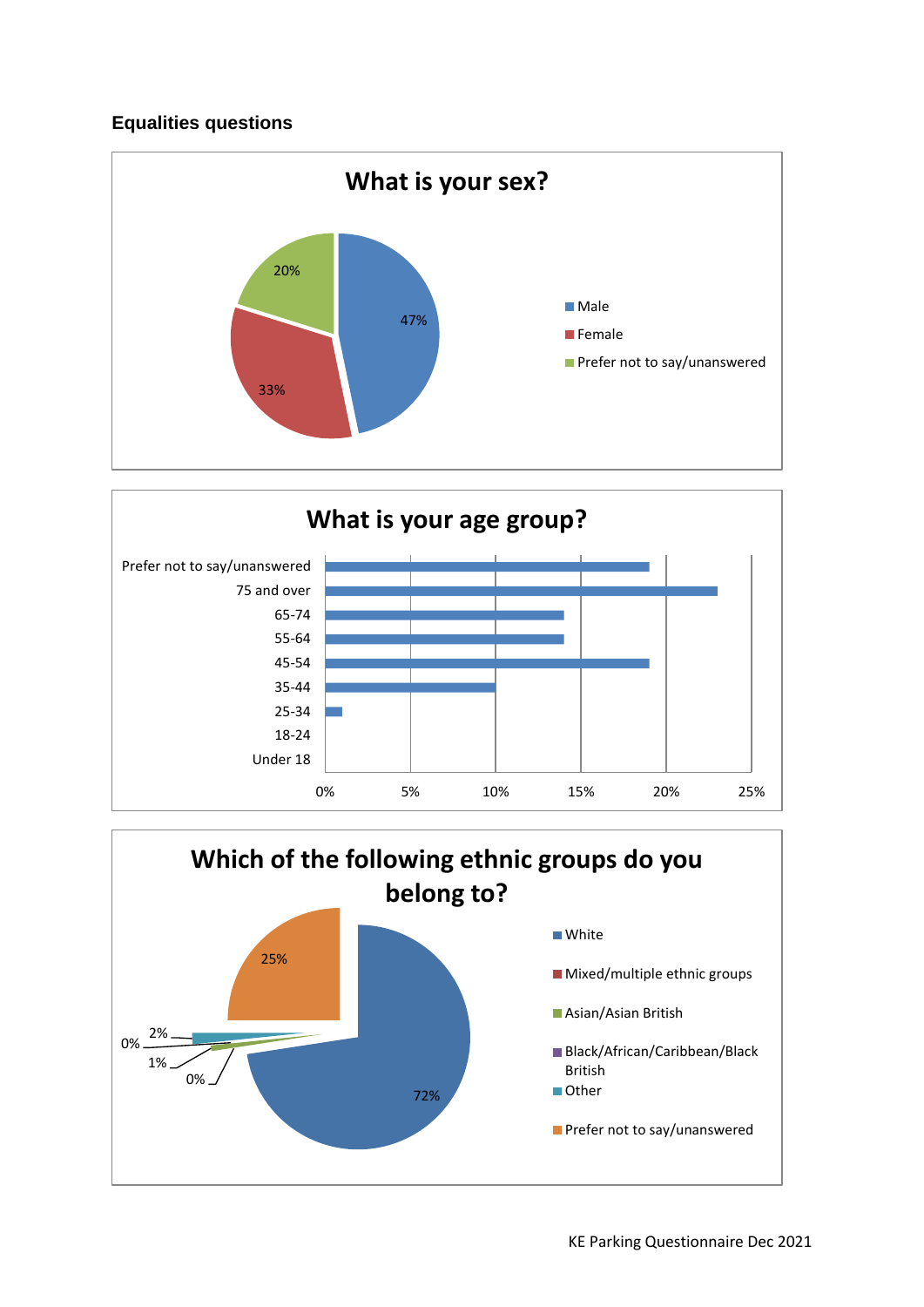### Equalities questions

**What is your sex?**

| Response | % |
| --- | --- |
| Male | 47% |
| Female | 33% |
| Prefer not to say/unanswered | 20% |

**What is your age group?**

Under 18

18-24

25-34

35-44

45-54

55-64

65-74

75 and over

Prefer not to say/unanswered

0% 5% 10% 15% 20% 25%

**Which of the following ethnic groups do you belong to?**

- White
- Mixed/multiple ethnic groups
- Asian/Asian British
- Black/African/Caribbean/Black British
- Other
- Prefer not to say/unanswered

72%, 25%, 2%, 1%, 0%, 0%

KE Parking Questionnaire Dec 2021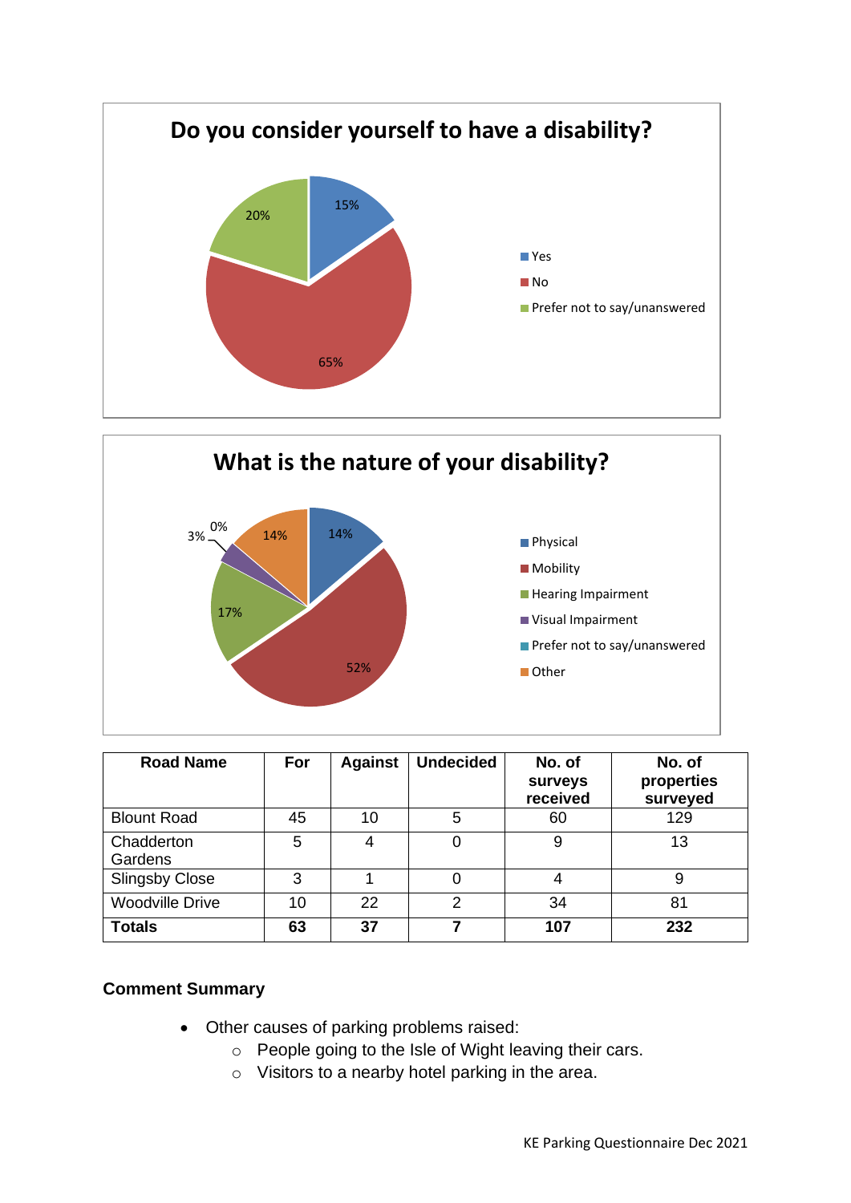## Do you consider yourself to have a disability?

- Yes: 15%
- No: 65%
- Prefer not to say/unanswered: 20%

## What is the nature of your disability?

- Physical: 14%
- Mobility: 52%
- Hearing Impairment: 17%
- Visual Impairment: 3%
- Prefer not to say/unanswered: 0%
- Other: 14%

| Road Name | For | Against | Undecided | No. of surveys received | No. of properties surveyed |
|---|---|---|---|---|---|
| Blount Road | 45 | 10 | 5 | 60 | 129 |
| Chadderton Gardens | 5 | 4 | 0 | 9 | 13 |
| Slingsby Close | 3 | 1 | 0 | 4 | 9 |
| Woodville Drive | 10 | 22 | 2 | 34 | 81 |
| **Totals** | **63** | **37** | **7** | **107** | **232** |

**Comment Summary**

- Other causes of parking problems raised:
  - People going to the Isle of Wight leaving their cars.
  - Visitors to a nearby hotel parking in the area.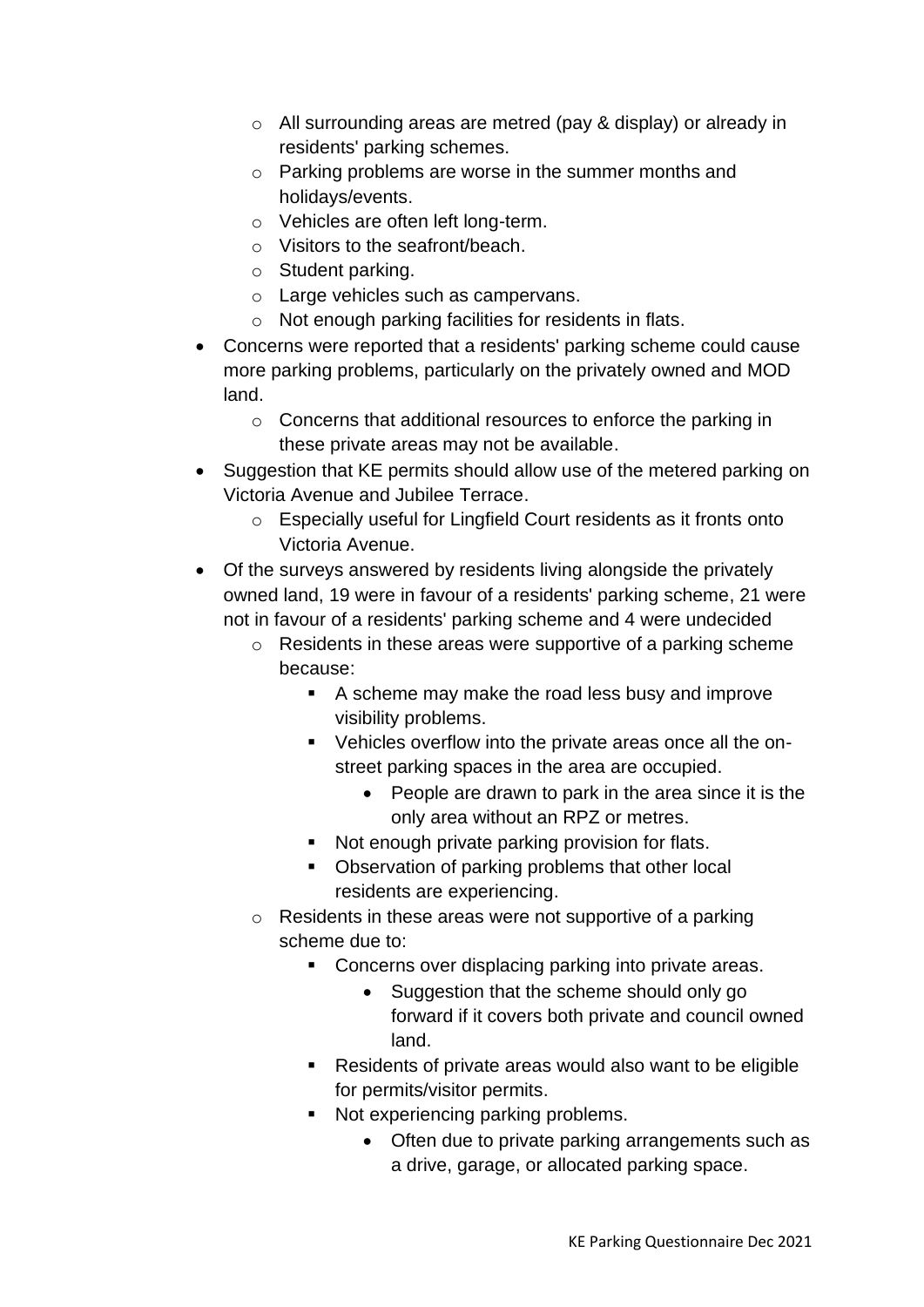- All surrounding areas are metred (pay & display) or already in residents' parking schemes.
    - Parking problems are worse in the summer months and holidays/events.
    - Vehicles are often left long-term.
    - Visitors to the seafront/beach.
    - Student parking.
    - Large vehicles such as campervans.
    - Not enough parking facilities for residents in flats.
- Concerns were reported that a residents' parking scheme could cause more parking problems, particularly on the privately owned and MOD land.
    - Concerns that additional resources to enforce the parking in these private areas may not be available.
- Suggestion that KE permits should allow use of the metered parking on Victoria Avenue and Jubilee Terrace.
    - Especially useful for Lingfield Court residents as it fronts onto Victoria Avenue.
- Of the surveys answered by residents living alongside the privately owned land, 19 were in favour of a residents' parking scheme, 21 were not in favour of a residents' parking scheme and 4 were undecided
    - Residents in these areas were supportive of a parking scheme because:
        - A scheme may make the road less busy and improve visibility problems.
        - Vehicles overflow into the private areas once all the on-street parking spaces in the area are occupied.
            - People are drawn to park in the area since it is the only area without an RPZ or metres.
        - Not enough private parking provision for flats.
        - Observation of parking problems that other local residents are experiencing.
    - Residents in these areas were not supportive of a parking scheme due to:
        - Concerns over displacing parking into private areas.
            - Suggestion that the scheme should only go forward if it covers both private and council owned land.
        - Residents of private areas would also want to be eligible for permits/visitor permits.
        - Not experiencing parking problems.
            - Often due to private parking arrangements such as a drive, garage, or allocated parking space.